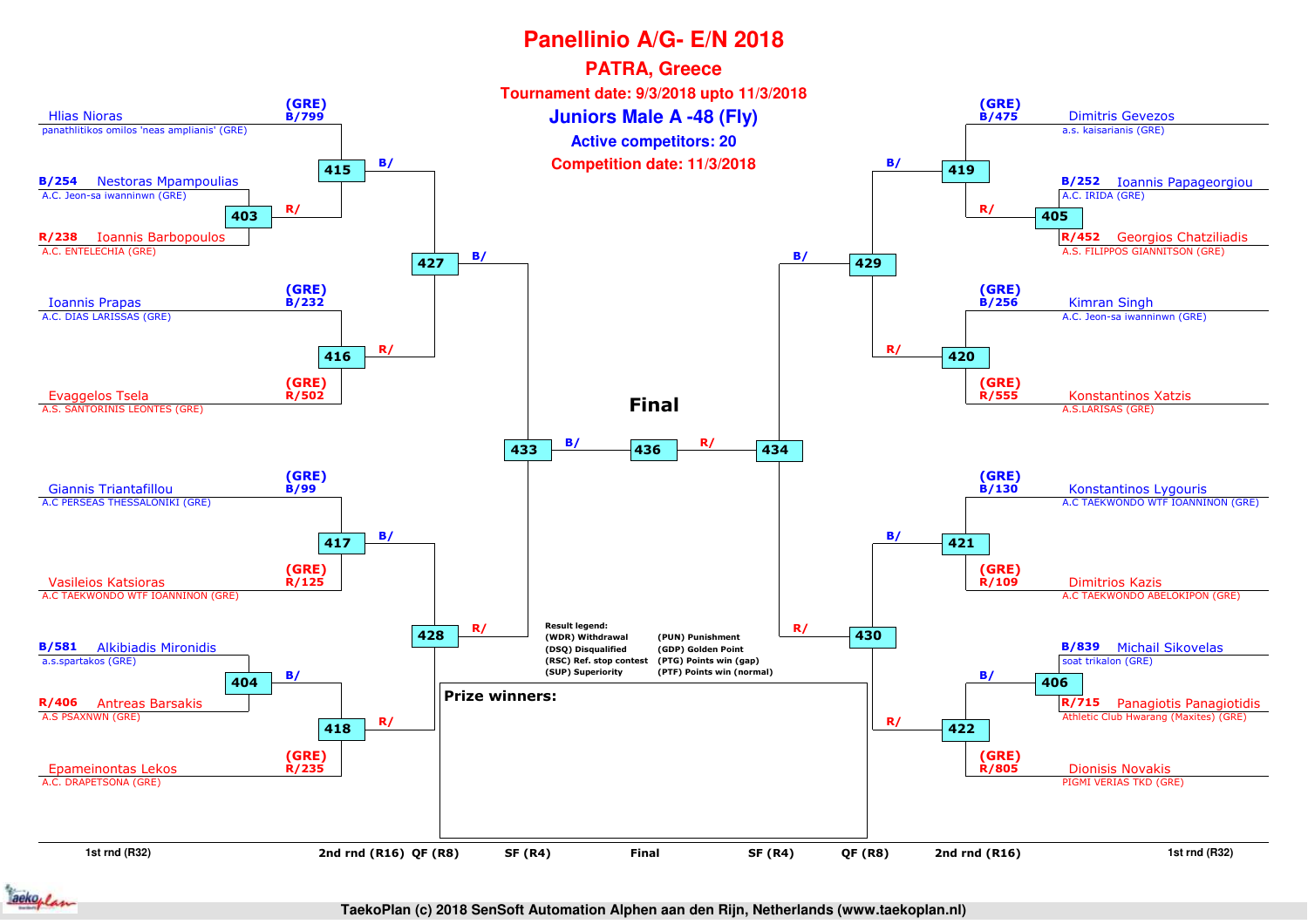# Panellinio A/G- E/N 2018

## PATRA, Greece

**Tournament date: 9/3/2018 upto 11/3/2018**

## Juniors Male A -48 (Fly)

**Active competitors: 20**

**Competition date: 11/3/2018**

### Left side of bracket

| Seed/Draw | Name | Club | Match |
|---|---|---|---|
| (GRE) B/799 | Hlias Nioras | panathlitikos omilos 'neas amplianis' (GRE) | 415 |
| B/254 | Nestoras Mpampoulias | A.C. Jeon-sa iwanninwn (GRE) | 403 |
| R/238 | Ioannis Barbopoulos | A.C. ENTELECHIA (GRE) | 403 |
| (GRE) B/232 | Ioannis Prapas | A.C. DIAS LARISSAS (GRE) | 416 |
| (GRE) R/502 | Evaggelos Tsela | A.S. SANTORINIS LEONTES (GRE) | 416 |
| (GRE) B/99 | Giannis Triantafillou | A.C PERSEAS THESSALONIKI (GRE) | 417 |
| (GRE) R/125 | Vasileios Katsioras | A.C TAEKWONDO WTF IOANNINON (GRE) | 417 |
| B/581 | Alkibiadis Mironidis | a.s.spartakos (GRE) | 404 |
| R/406 | Antreas Barsakis | A.S PSAXNWN (GRE) | 404 |
| (GRE) R/235 | Epameinontas Lekos | A.C. DRAPETSONA (GRE) | 418 |

Match progression (left): 403 → 415 (R/); 415 (B/), 416 (R/) → 427; 404 → 418 (B/); 417 (B/), 418 (R/) → 428; 427 (B/), 428 (R/) → 433.

### Right side of bracket

| Seed/Draw | Name | Club | Match |
|---|---|---|---|
| (GRE) B/475 | Dimitris Gevezos | a.s. kaisarianis (GRE) | 419 |
| B/252 | Ioannis Papageorgiou | A.C. IRIDA (GRE) | 405 |
| R/452 | Georgios Chatziliadis | A.S. FILIPPOS GIANNITSON (GRE) | 405 |
| (GRE) B/256 | Kimran Singh | A.C. Jeon-sa iwanninwn (GRE) | 420 |
| (GRE) R/555 | Konstantinos Xatzis | A.S.LARISAS (GRE) | 420 |
| (GRE) B/130 | Konstantinos Lygouris | A.C TAEKWONDO WTF IOANNINON (GRE) | 421 |
| (GRE) R/109 | Dimitrios Kazis | A.C TAEKWONDO ABELOKIPON (GRE) | 421 |
| B/839 | Michail Sikovelas | soat trikalon (GRE) | 406 |
| R/715 | Panagiotis Panagiotidis | Athletic Club Hwarang (Maxites) (GRE) | 406 |
| (GRE) R/805 | Dionisis Novakis | PIGMI VERIAS TKD (GRE) | 422 |

Match progression (right): 405 → 419 (R/); 419 (B/), 420 (R/) → 429; 406 → 422 (B/); 421 (B/), 422 (R/) → 430; 429 (B/), 430 (R/) → 434.

### Final

433 (B/) — 436 — 434 (R/)

**Result legend:**
- (WDR) Withdrawal
- (DSQ) Disqualified
- (RSC) Ref. stop contest
- (SUP) Superiority
- (PUN) Punishment
- (GDP) Golden Point
- (PTG) Points win (gap)
- (PTF) Points win (normal)

**Prize winners:**

1st rnd (R32) | 2nd rnd (R16) | QF (R8) | SF (R4) | Final | SF (R4) | QF (R8) | 2nd rnd (R16) | 1st rnd (R32)

TaekoPlan (c) 2018 SenSoft Automation Alphen aan den Rijn, Netherlands (www.taekoplan.nl)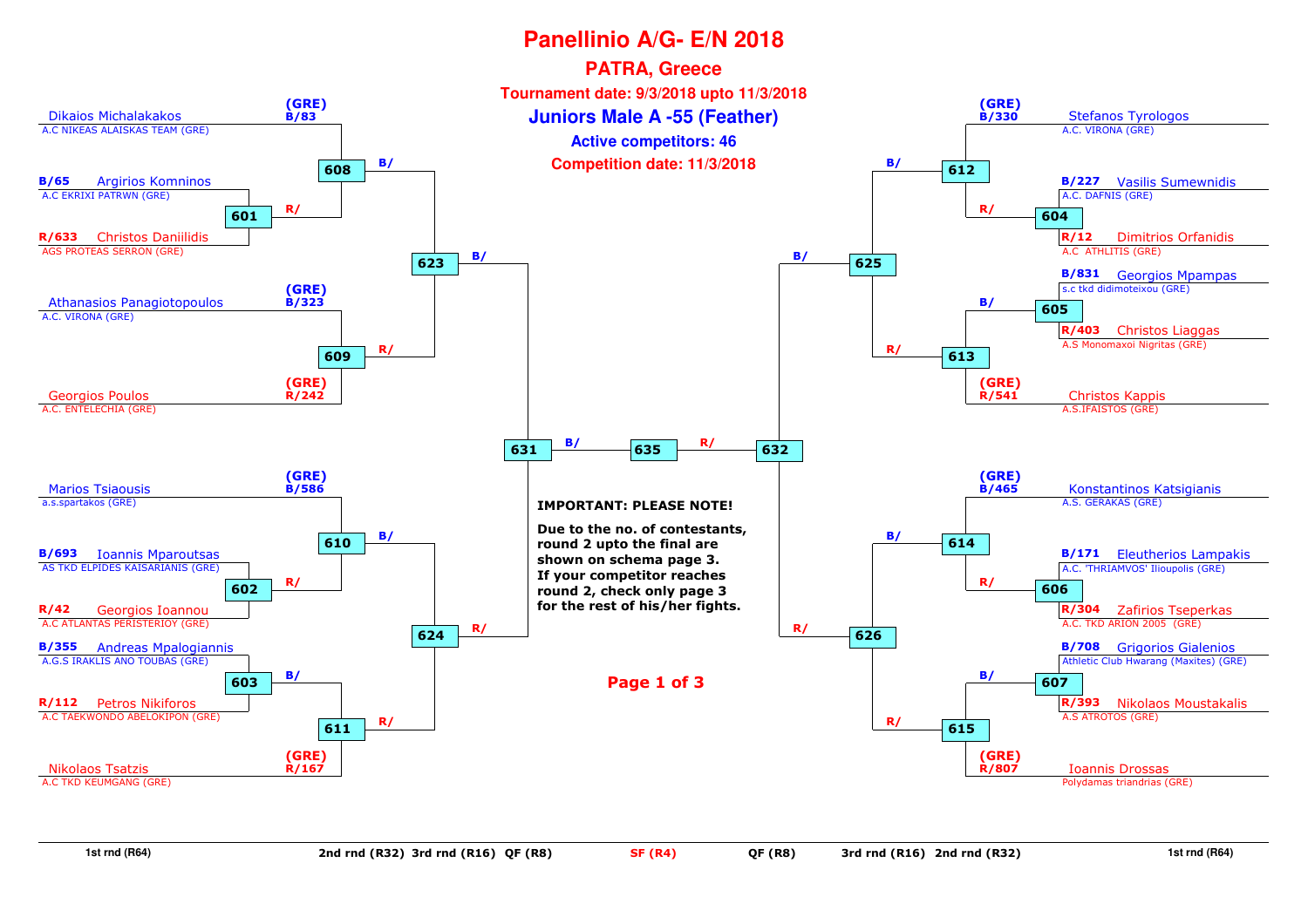# Panellinio A/G- E/N 2018

## PATRA, Greece

**Tournament date: 9/3/2018 upto 11/3/2018**

## Juniors Male A -55 (Feather)

**Active competitors: 46**

**Competition date: 11/3/2018**

### Left side of bracket

| Competitor | Club | Position | Match |
|---|---|---|---|
| Dikaios Michalakakos | A.C NIKEAS ALAISKAS TEAM (GRE) | (GRE) B/83 | 608 |
| Argirios Komninos | A.C EKRIXI PATRWN (GRE) | B/65 | 601 |
| Christos Daniilidis | AGS PROTEAS SERRON (GRE) | R/633 | 601 |
| Athanasios Panagiotopoulos | A.C. VIRONA (GRE) | (GRE) B/323 | 609 |
| Georgios Poulos | A.C. ENTELECHIA (GRE) | (GRE) R/242 | 609 |
| Marios Tsiaousis | a.s.spartakos (GRE) | (GRE) B/586 | 610 |
| Ioannis Mparoutsas | AS TKD ELPIDES KAISARIANIS (GRE) | B/693 | 602 |
| Georgios Ioannou | A.C ATLANTAS PERISTERIOY (GRE) | R/42 | 602 |
| Andreas Mpalogiannis | A.G.S IRAKLIS ANO TOUBAS (GRE) | B/355 | 603 |
| Petros Nikiforos | A.C TAEKWONDO ABELOKIPON (GRE) | R/112 | 603 |
| Nikolaos Tsatzis | A.C TKD KEUMGANG (GRE) | (GRE) R/167 | 611 |

Match progression (left): 601 → 608 (R/); 608 (B/) and 609 (R/) → 623; 602 → 610 (R/); 603 → 611 (B/); 610 (B/) and 611 (R/) → 624; 623 (B/) and 624 (R/) → 631.

### Right side of bracket

| Competitor | Club | Position | Match |
|---|---|---|---|
| Stefanos Tyrologos | A.C. VIRONA (GRE) | (GRE) B/330 | 612 |
| Vasilis Sumewnidis | A.C. DAFNIS (GRE) | B/227 | 604 |
| Dimitrios Orfanidis | A.C ATHLITIS (GRE) | R/12 | 604 |
| Georgios Mpampas | s.c tkd didimoteixou (GRE) | B/831 | 605 |
| Christos Liaggas | A.S Monomaxoi Nigritas (GRE) | R/403 | 605 |
| Christos Kappis | A.S.IFAISTOS (GRE) | (GRE) R/541 | 613 |
| Konstantinos Katsigianis | A.S. GERAKAS (GRE) | (GRE) B/465 | 614 |
| Eleutherios Lampakis | A.C. 'THRIAMVOS' Ilioupolis (GRE) | B/171 | 606 |
| Zafirios Tseperkas | A.C. TKD ARION 2005 (GRE) | R/304 | 606 |
| Grigorios Gialenios | Athletic Club Hwarang (Maxites) (GRE) | B/708 | 607 |
| Nikolaos Moustakalis | A.S ATROTOS (GRE) | R/393 | 607 |
| Ioannis Drossas | Polydamas triandrias (GRE) | (GRE) R/807 | 615 |

Match progression (right): 604 → 612 (R/); 605 → 613 (B/); 612 (B/) and 613 (R/) → 625; 606 → 614 (R/); 607 → 615 (B/); 614 (B/) and 615 (R/) → 626; 625 (B/) and 626 (R/) → 632.

Final: 631 (B/) vs 632 (R/) → 635

**IMPORTANT: PLEASE NOTE!**

**Due to the no. of contestants, round 2 upto the final are shown on schema page 3. If your competitor reaches round 2, check only page 3 for the rest of his/her fights.**

1st rnd (R64) | 2nd rnd (R32) | 3rd rnd (R16) | QF (R8) | SF (R4) | QF (R8) | 3rd rnd (R16) | 2nd rnd (R32) | 1st rnd (R64)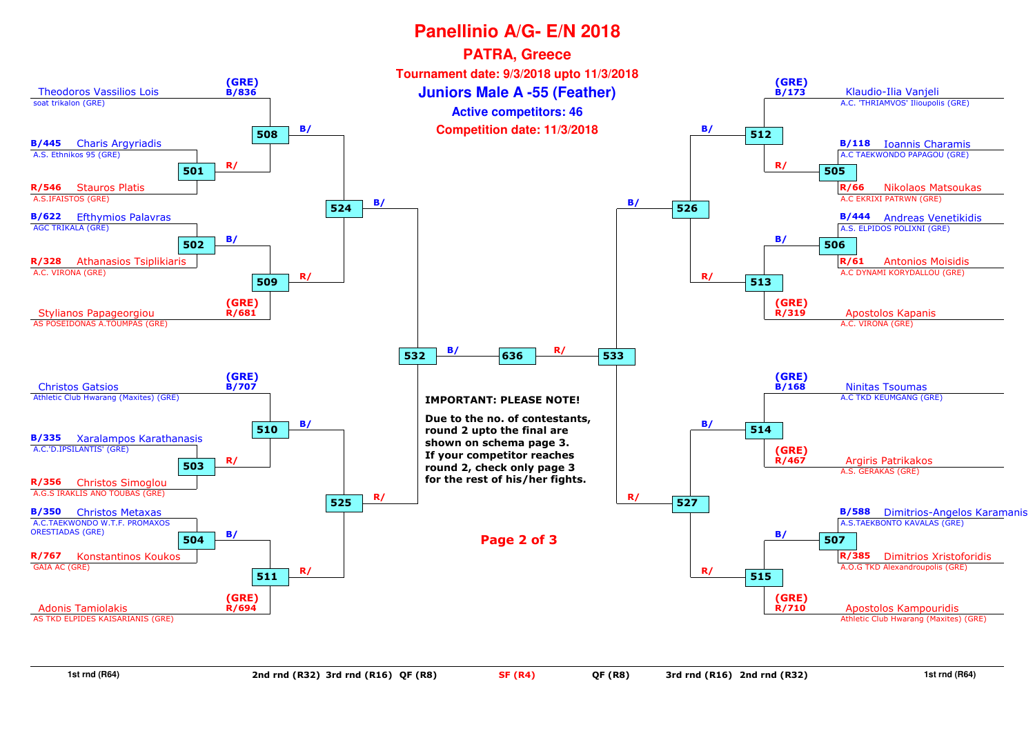# Panellinio A/G- E/N 2018

## PATRA, Greece

**Tournament date: 9/3/2018 upto 11/3/2018**

### Juniors Male A -55 (Feather)

**Active competitors: 46**

**Competition date: 11/3/2018**

## Left side of bracket

| Match | Blue | Red |
|---|---|---|
| 508 | (GRE) B/836 Theodoros Vassilios Lois – soat trikalon (GRE) | Winner of 501 |
| 501 | B/445 Charis Argyriadis – A.S. Ethnikos 95 (GRE) | R/546 Stavros Platis – A.S.IFAISTOS (GRE) |
| 502 | B/622 Efthymios Palavras – AGC TRIKALA (GRE) | R/328 Athanasios Tsiplikiaris – A.C. VIRONA (GRE) |
| 509 | Winner of 502 | (GRE) R/681 Stylianos Papageorgiou – AS POSEIDONAS A.TOUMPAS (GRE) |
| 524 | Winner of 508 | Winner of 509 |
| 510 | (GRE) B/707 Christos Gatsios – Athletic Club Hwarang (Maxites) (GRE) | Winner of 503 |
| 503 | B/335 Xaralampos Karathanasis – A.C.'D.IPSILANTIS' (GRE) | R/356 Christos Simoglou – A.G.S IRAKLIS ANO TOUBAS (GRE) |
| 504 | B/350 Christos Metaxas – A.C.TAEKWONDO W.T.F. PROMAXOS ORESTIADAS (GRE) | R/767 Konstantinos Koukos – GAIA AC (GRE) |
| 511 | Winner of 504 | (GRE) R/694 Adonis Tamiolakis – AS TKD ELPIDES KAISARIANIS (GRE) |
| 525 | Winner of 510 | Winner of 511 |
| 532 | Winner of 524 | Winner of 525 |

## Right side of bracket

| Match | Blue | Red |
|---|---|---|
| 512 | (GRE) B/173 Klaudio-Ilia Vanjeli – A.C. 'THRIAMVOS' Ilioupolis (GRE) | Winner of 505 |
| 505 | B/118 Ioannis Charamis – A.C TAEKWONDO PAPAGOU (GRE) | R/66 Nikolaos Matsoukas – A.C EKRIXI PATRWN (GRE) |
| 506 | B/444 Andreas Venetikidis – A.S. ELPIDOS POLIXNI (GRE) | R/61 Antonios Moisidis – A.C DYNAMI KORYDALLOU (GRE) |
| 513 | Winner of 506 | (GRE) R/319 Apostolos Kapanis – A.C. VIRONA (GRE) |
| 526 | Winner of 512 | Winner of 513 |
| 514 | (GRE) B/168 Ninitas Tsoumas – A.C TKD KEUMGANG (GRE) | (GRE) R/467 Argiris Patrikakos – A.S. GERAKAS (GRE) |
| 507 | B/588 Dimitrios-Angelos Karamanis – A.S.TAEKBONTO KAVALAS (GRE) | R/385 Dimitrios Xristoforidis – A.O.G TKD Alexandroupolis (GRE) |
| 515 | Winner of 507 | (GRE) R/710 Apostolos Kampouridis – Athletic Club Hwarang (Maxites) (GRE) |
| 527 | Winner of 514 | Winner of 515 |
| 533 | Winner of 526 | Winner of 527 |

**636** (SF): B/ Winner of 532 vs R/ Winner of 533

**IMPORTANT: PLEASE NOTE!**

**Due to the no. of contestants, round 2 upto the final are shown on schema page 3. If your competitor reaches round 2, check only page 3 for the rest of his/her fights.**

1st rnd (R64) | 2nd rnd (R32) | 3rd rnd (R16) | QF (R8) | SF (R4) | QF (R8) | 3rd rnd (R16) | 2nd rnd (R32) | 1st rnd (R64)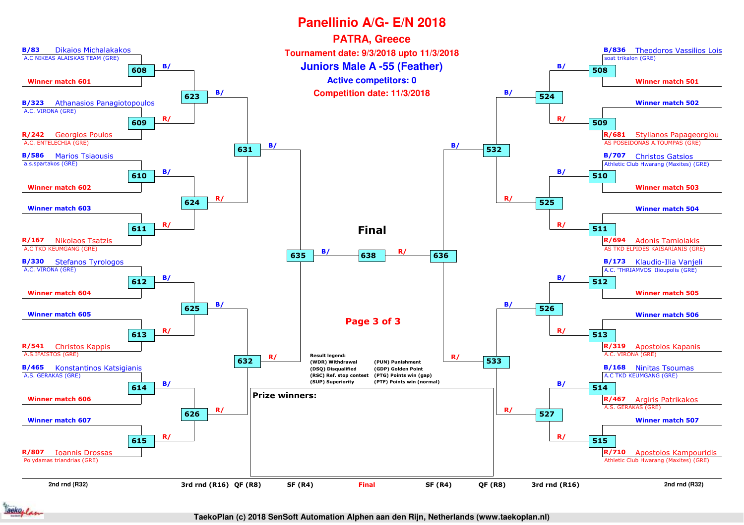# Panellinio A/G- E/N 2018

## PATRA, Greece

**Tournament date: 9/3/2018 upto 11/3/2018**

## Juniors Male A -55 (Feather)

**Active competitors: 0**

**Competition date: 11/3/2018**

### Left side of bracket

**2nd rnd (R32)**

- B/83 Dikaios Michalakakos — A.C NIKEAS ALAISKAS TEAM (GRE) — Match 608 (B/) — Winner match 601
- B/323 Athanasios Panagiotopoulos — A.C. VIRONA (GRE) — Match 609 (R/) — R/242 Georgios Poulos — A.C. ENTELECHIA (GRE)
- B/586 Marios Tsiaousis — a.s.spartakos (GRE) — Match 610 (B/) — Winner match 602
- Winner match 603 — Match 611 (R/) — R/167 Nikolaos Tsatzis — A.C TKD KEUMGANG (GRE)
- B/330 Stefanos Tyrologos — A.C. VIRONA (GRE) — Match 612 (B/) — Winner match 604
- Winner match 605 — Match 613 (R/) — R/541 Christos Kappis — A.S.IFAISTOS (GRE)
- B/465 Konstantinos Katsigianis — A.S. GERAKAS (GRE) — Match 614 (B/) — Winner match 606
- Winner match 607 — Match 615 (R/) — R/807 Ioannis Drossas — Polydamas triandrias (GRE)

**3rd rnd (R16)**

- Match 623 (B/): 608 vs 609
- Match 624 (R/): 610 vs 611
- Match 625 (B/): 612 vs 613
- Match 626 (R/): 614 vs 615

**QF (R8)**

- Match 631 (B/): 623 vs 624
- Match 632 (R/): 625 vs 626

**SF (R4)**

- Match 635 (B/): 631 vs 632

### Final

- Match 638: 635 (B/) vs 636 (R/)

### Right side of bracket

**2nd rnd (R32)**

- B/836 Theodoros Vassilios Lois — soat trikalon (GRE) — Match 508 (B/) — Winner match 501
- Winner match 502 — Match 509 (R/) — R/681 Stylianos Papageorgiou — AS POSEIDONAS A.TOUMPAS (GRE)
- B/707 Christos Gatsios — Athletic Club Hwarang (Maxites) (GRE) — Match 510 (B/) — Winner match 503
- Winner match 504 — Match 511 (R/) — R/694 Adonis Tamiolakis — AS TKD ELPIDES KAISARIANIS (GRE)
- B/173 Klaudio-Ilia Vanjeli — A.C. 'THRIAMVOS' Ilioupolis (GRE) — Match 512 (B/) — Winner match 505
- Winner match 506 — Match 513 (R/) — R/319 Apostolos Kapanis — A.C. VIRONA (GRE)
- B/168 Ninitas Tsoumas — A.C TKD KEUMGANG (GRE) — Match 514 (B/) — R/467 Argiris Patrikakos — A.S. GERAKAS (GRE)
- Winner match 507 — Match 515 (R/) — R/710 Apostolos Kampouridis — Athletic Club Hwarang (Maxites) (GRE)

**3rd rnd (R16)**

- Match 524 (B/): 508 vs 509
- Match 525 (R/): 510 vs 511
- Match 526 (B/): 512 vs 513
- Match 527 (R/): 514 vs 515

**QF (R8)**

- Match 532 (B/): 524 vs 525
- Match 533 (R/): 526 vs 527

**SF (R4)**

- Match 636 (R/): 532 vs 533

**Result legend:**

| | |
|---|---|
| (WDR) Withdrawal | (PUN) Punishment |
| (DSQ) Disqualified | (GDP) Golden Point |
| (RSC) Ref. stop contest | (PTG) Points win (gap) |
| (SUP) Superiority | (PTF) Points win (normal) |

**Prize winners:**

TaekoPlan (c) 2018 SenSoft Automation Alphen aan den Rijn, Netherlands (www.taekoplan.nl)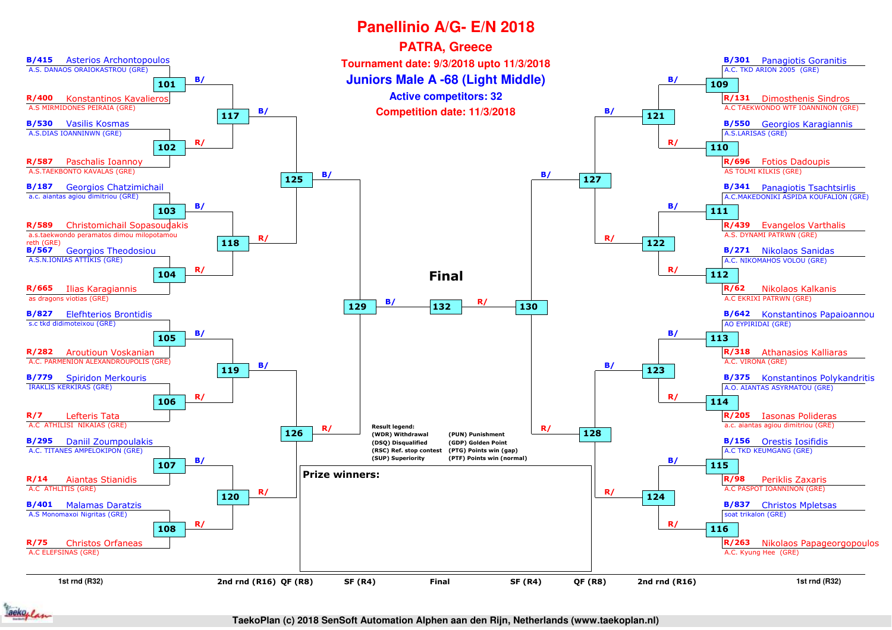# Panellinio A/G- E/N 2018

## PATRA, Greece

**Tournament date: 9/3/2018 upto 11/3/2018**

## Juniors Male A -68 (Light Middle)

**Active competitors: 32**

**Competition date: 11/3/2018**

### 1st rnd (R32) — Left side

| Match | Corner | Competitor | Club |
|---|---|---|---|
| 101 | B/415 | Asterios Archontopoulos | A.S. DANAOS ORAIOKASTROU (GRE) |
| 101 | R/400 | Konstantinos Kavalieros | A.S MIRMIDONES PEIRAIA (GRE) |
| 102 | B/530 | Vasilis Kosmas | A.S.DIAS IOANNINWN (GRE) |
| 102 | R/587 | Paschalis Ioannoy | A.S.TAEKBONTO KAVALAS (GRE) |
| 103 | B/187 | Georgios Chatzimichail | a.c. aiantas agiou dimitriou (GRE) |
| 103 | R/589 | Christomichail Sopasoudakis | a.s.taekwondo peramatos dimou milopotamou reth (GRE) |
| 104 | B/567 | Georgios Theodosiou | A.S.N.IONIAS ATTIKIS (GRE) |
| 104 | R/665 | Ilias Karagiannis | as dragons viotias (GRE) |
| 105 | B/827 | Elefhterios Brontidis | s.c tkd didimoteixou (GRE) |
| 105 | R/282 | Aroutioun Voskanian | A.C. PARMENION ALEXANDROUPOLIS (GRE) |
| 106 | B/779 | Spiridon Merkouris | IRAKLIS KERKIRAS (GRE) |
| 106 | R/7 | Lefteris Tata | A.C ATHILISI NIKAIAS (GRE) |
| 107 | B/295 | Daniil Zoumpoulakis | A.C. TITANES AMPELOKIPON (GRE) |
| 107 | R/14 | Aiantas Stianidis | A.C ATHLITIS (GRE) |
| 108 | B/401 | Malamas Daratzis | A.S Monomaxoi Nigritas (GRE) |
| 108 | R/75 | Christos Orfaneas | A.C ELEFSINAS (GRE) |

### 1st rnd (R32) — Right side

| Match | Corner | Competitor | Club |
|---|---|---|---|
| 109 | B/301 | Panagiotis Goranitis | A.C. TKD ARION 2005 (GRE) |
| 109 | R/131 | Dimosthenis Sindros | A.C TAEKWONDO WTF IOANNINON (GRE) |
| 110 | B/550 | Georgios Karagiannis | A.S.LARISAS (GRE) |
| 110 | R/696 | Fotios Dadoupis | AS TOLMI KILKIS (GRE) |
| 111 | B/341 | Panagiotis Tsachtsirlis | A.C.MAKEDONIKI ASPIDA KOUFALION (GRE) |
| 111 | R/439 | Evangelos Varthalis | A.S. DYNAMI PATRWN (GRE) |
| 112 | B/271 | Nikolaos Sanidas | A.C. NIKOMAHOS VOLOU (GRE) |
| 112 | R/62 | Nikolaos Kalkanis | A.C EKRIXI PATRWN (GRE) |
| 113 | B/642 | Konstantinos Papaioannou | AO EYPIRIDAI (GRE) |
| 113 | R/318 | Athanasios Kalliaras | A.C. VIRONA (GRE) |
| 114 | B/375 | Konstantinos Polykandritis | A.O. AIANTAS ASYRMATOU (GRE) |
| 114 | R/205 | Iasonas Polideras | a.c. aiantas agiou dimitriou (GRE) |
| 115 | B/156 | Orestis Iosifidis | A.C TKD KEUMGANG (GRE) |
| 115 | R/98 | Periklis Zaxaris | A.C PASPOT IOANNINON (GRE) |
| 116 | B/837 | Christos Mpletsas | soat trikalon (GRE) |
| 116 | R/263 | Nikolaos Papageorgopoulos | A.C. Kyung Hee (GRE) |

### Bracket progression

| Round | Match | Blue from | Red from |
|---|---|---|---|
| 2nd rnd (R16) | 117 | 101 | 102 |
| 2nd rnd (R16) | 118 | 103 | 104 |
| 2nd rnd (R16) | 119 | 105 | 106 |
| 2nd rnd (R16) | 120 | 107 | 108 |
| 2nd rnd (R16) | 121 | 109 | 110 |
| 2nd rnd (R16) | 122 | 111 | 112 |
| 2nd rnd (R16) | 123 | 113 | 114 |
| 2nd rnd (R16) | 124 | 115 | 116 |
| QF (R8) | 125 | 117 | 118 |
| QF (R8) | 126 | 119 | 120 |
| QF (R8) | 127 | 121 | 122 |
| QF (R8) | 128 | 123 | 124 |
| SF (R4) | 129 | 125 | 126 |
| SF (R4) | 130 | 127 | 128 |
| Final | 132 | 129 | 130 |

**Result legend:**

- (WDR) Withdrawal
- (DSQ) Disqualified
- (RSC) Ref. stop contest
- (SUP) Superiority
- (PUN) Punishment
- (GDP) Golden Point
- (PTG) Points win (gap)
- (PTF) Points win (normal)

**Prize winners:**

TaekoPlan (c) 2018 SenSoft Automation Alphen aan den Rijn, Netherlands (www.taekoplan.nl)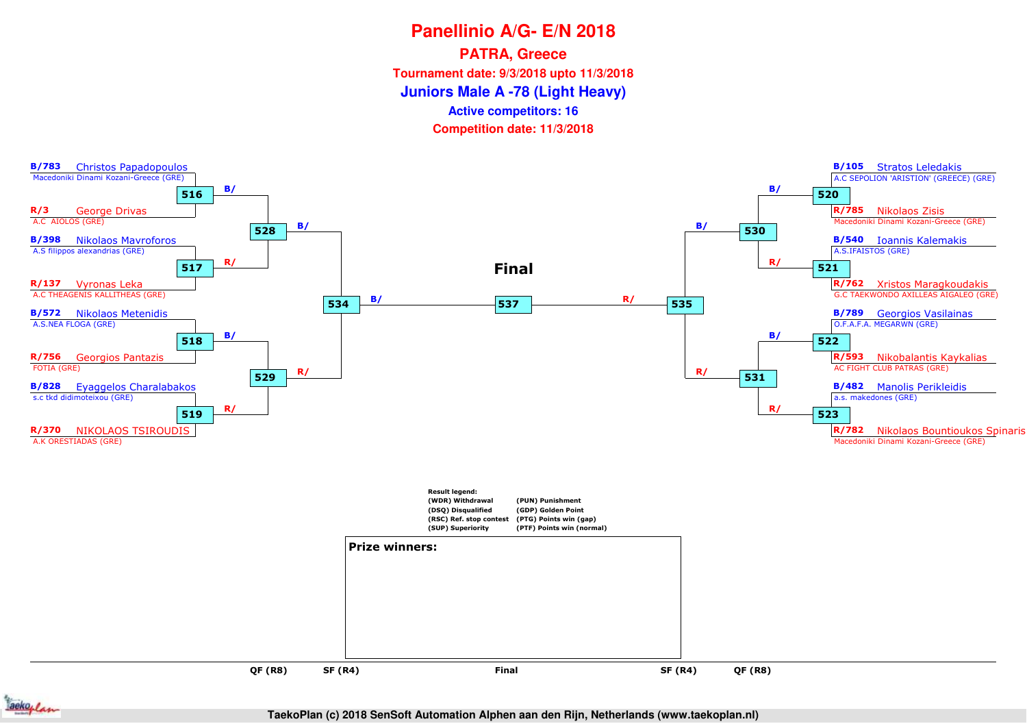# Panellinio A/G- E/N 2018

## PATRA, Greece

**Tournament date: 9/3/2018 upto 11/3/2018**

## Juniors Male A -78 (Light Heavy)

**Active competitors: 16**

**Competition date: 11/3/2018**

| Match | Blue | Red |
|---|---|---|
| 516 | B/783 Christos Papadopoulos – Macedoniki Dinami Kozani-Greece (GRE) | R/3 George Drivas – A.C AIOLOS (GRE) |
| 517 | B/398 Nikolaos Mavroforos – A.S filippos alexandrias (GRE) | R/137 Vyronas Leka – A.C THEAGENIS KALLITHEAS (GRE) |
| 518 | B/572 Nikolaos Metenidis – A.S.NEA FLOGA (GRE) | R/756 Georgios Pantazis – FOTIA (GRE) |
| 519 | B/828 Eyaggelos Charalabakos – s.c tkd didimoteixou (GRE) | R/370 NIKOLAOS TSIROUDIS – A.K ORESTIADAS (GRE) |
| 520 | B/105 Stratos Leledakis – A.C SEPOLION 'ARISTION' (GREECE) (GRE) | R/785 Nikolaos Zisis – Macedoniki Dinami Kozani-Greece (GRE) |
| 521 | B/540 Ioannis Kalemakis – A.S.IFAISTOS (GRE) | R/762 Xristos Maragkoudakis – G.C TAEKWONDO AXILLEAS AIGALEO (GRE) |
| 522 | B/789 Georgios Vasilainas – O.F.A.F.A. MEGARWN (GRE) | R/593 Nikobalantis Kaykalias – AC FIGHT CLUB PATRAS (GRE) |
| 523 | B/482 Manolis Perikleidis – a.s. makedones (GRE) | R/782 Nikolaos Bountioukos Spinaris – Macedoniki Dinami Kozani-Greece (GRE) |
| 528 | B/ (winner 516) | R/ (winner 517) |
| 529 | B/ (winner 518) | R/ (winner 519) |
| 530 | B/ (winner 520) | R/ (winner 521) |
| 531 | B/ (winner 522) | R/ (winner 523) |
| 534 | B/ (winner 528) | R/ (winner 529) |
| 535 | B/ (winner 530) | R/ (winner 531) |
| 537 (Final) | B/ (winner 534) | R/ (winner 535) |

**Final**

Result legend:
- (WDR) Withdrawal
- (DSQ) Disqualified
- (RSC) Ref. stop contest
- (SUP) Superiority
- (PUN) Punishment
- (GDP) Golden Point
- (PTG) Points win (gap)
- (PTF) Points win (normal)

**Prize winners:**

QF (R8) SF (R4) Final SF (R4) QF (R8)

TaekoPlan (c) 2018 SenSoft Automation Alphen aan den Rijn, Netherlands (www.taekoplan.nl)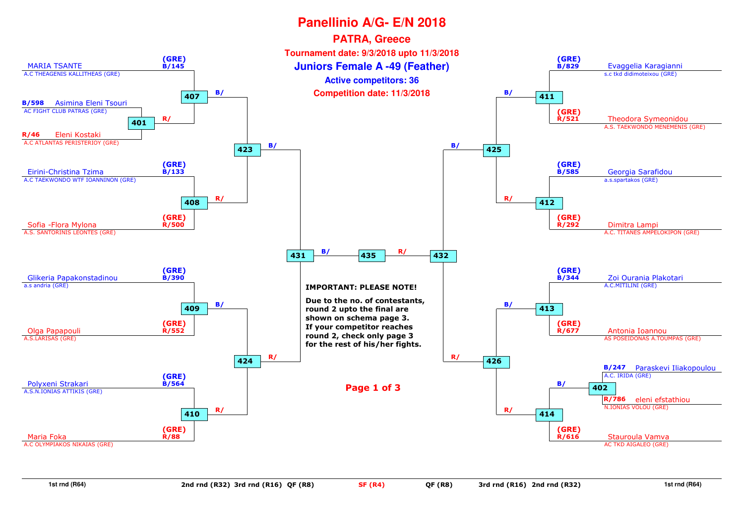# Panellinio A/G- E/N 2018

## PATRA, Greece

**Tournament date: 9/3/2018 upto 11/3/2018**

## Juniors Female A -49 (Feather)

**Active competitors: 36**

**Competition date: 11/3/2018**

### Left side

| Competitor | Club | Code | Match |
|---|---|---|---|
| MARIA TSANTE | A.C THEAGENIS KALLITHEAS (GRE) | (GRE) B/145 | 407 |
| Asimina Eleni Tsouri | AC FIGHT CLUB PATRAS (GRE) | B/598 | 401 |
| Eleni Kostaki | A.C ATLANTAS PERISTERIOY (GRE) | R/46 | 401 |
| Eirini-Christina Tzima | A.C TAEKWONDO WTF IOANNINON (GRE) | (GRE) B/133 | 408 |
| Sofia -Flora Mylona | A.S. SANTORINIS LEONTES (GRE) | (GRE) R/500 | 408 |
| Glikeria Papakonstadinou | a.s andria (GRE) | (GRE) B/390 | 409 |
| Olga Papapouli | A.S.LARISAS (GRE) | (GRE) R/552 | 409 |
| Polyxeni Strakari | A.S.N.IONIAS ATTIKIS (GRE) | (GRE) B/564 | 410 |
| Maria Foka | A.C OLYMPIAKOS NIKAIAS (GRE) | (GRE) R/88 | 410 |

Match progression: 401 (R/) → 407; 407 (B/) and 408 (R/) → 423; 409 (B/) and 410 (R/) → 424; 423 (B/) and 424 (R/) → 431; 431 (B/) → 435.

### Right side

| Competitor | Club | Code | Match |
|---|---|---|---|
| Evaggelia Karagianni | s.c tkd didimoteixou (GRE) | (GRE) B/829 | 411 |
| Theodora Symeonidou | A.S. TAEKWONDO MENEMENIS (GRE) | (GRE) R/521 | 411 |
| Georgia Sarafidou | a.s.spartakos (GRE) | (GRE) B/585 | 412 |
| Dimitra Lampi | A.C. TITANES AMPELOKIPON (GRE) | (GRE) R/292 | 412 |
| Zoi Ourania Plakotari | A.C.MITILINI (GRE) | (GRE) B/344 | 413 |
| Antonia Ioannou | AS POSEIDONAS A.TOUMPAS (GRE) | (GRE) R/677 | 413 |
| Paraskevi Iliakopoulou | A.C. IRIDA (GRE) | B/247 | 402 |
| eleni efstathiou | N.IONIAS VOLOU (GRE) | R/786 | 402 |
| Stauroula Vamva | AC TKD AIGALEO (GRE) | (GRE) R/616 | 414 |

Match progression: 402 (B/) → 414; 411 (B/) and 412 (R/) → 425; 413 (B/) and 414 (R/) → 426; 425 (B/) and 426 (R/) → 432; 432 (R/) → 435.

**IMPORTANT: PLEASE NOTE!**

**Due to the no. of contestants, round 2 upto the final are shown on schema page 3. If your competitor reaches round 2, check only page 3 for the rest of his/her fights.**

**Page 1 of 3**

1st rnd (R64) | 2nd rnd (R32) | 3rd rnd (R16) | QF (R8) | SF (R4) | QF (R8) | 3rd rnd (R16) | 2nd rnd (R32) | 1st rnd (R64)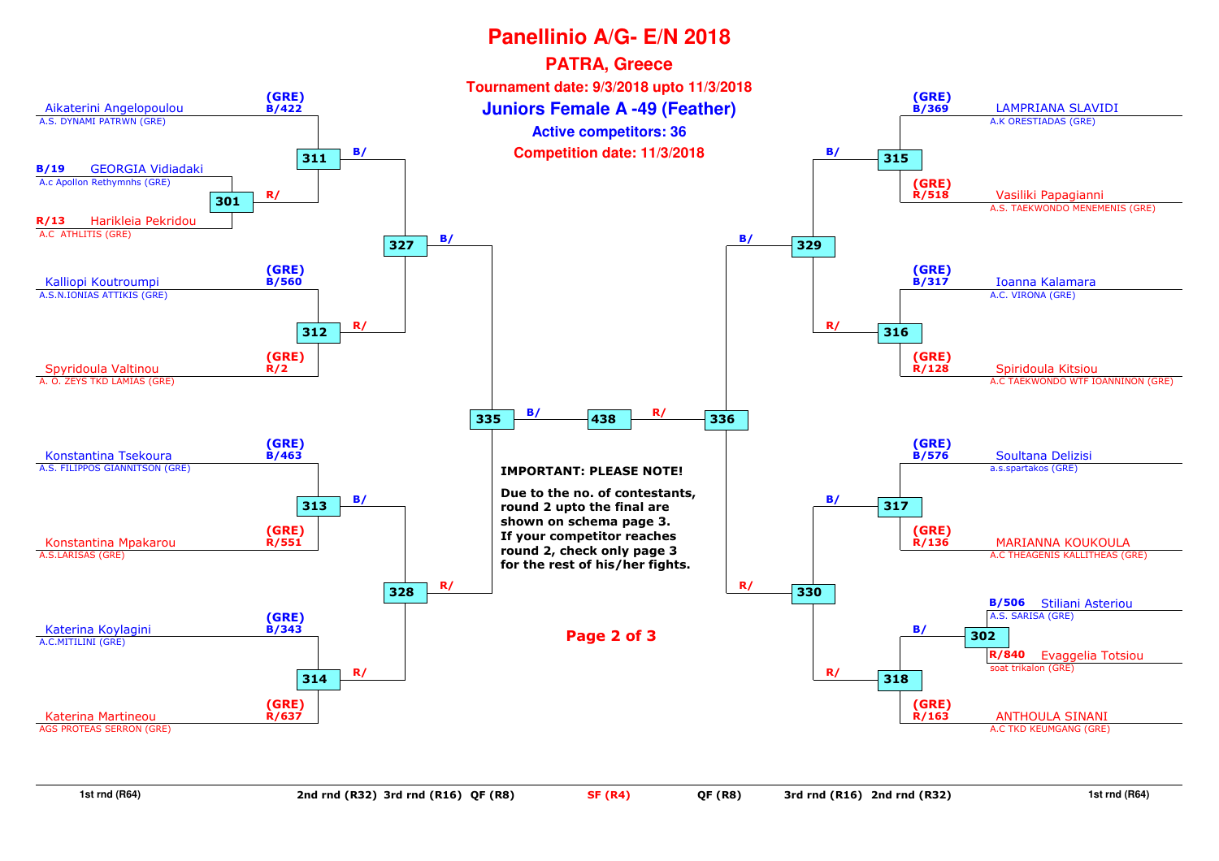# Panellinio A/G- E/N 2018

## PATRA, Greece

**Tournament date: 9/3/2018 upto 11/3/2018**

**Juniors Female A -49 (Feather)**

**Active competitors: 36**

**Competition date: 11/3/2018**

### Left side of bracket

| Competitor | Club | Draw |
|---|---|---|
| Aikaterini Angelopoulou | A.S. DYNAMI PATRWN (GRE) | (GRE) B/422 |
| GEORGIA Vidiadaki | A.c Apollon Rethymnhs (GRE) | B/19 |
| Harikleia Pekridou | A.C ATHLITIS (GRE) | R/13 |
| Kalliopi Koutroumpi | A.S.N.IONIAS ATTIKIS (GRE) | (GRE) B/560 |
| Spyridoula Valtinou | A. O. ZEYS TKD LAMIAS (GRE) | (GRE) R/2 |
| Konstantina Tsekoura | A.S. FILIPPOS GIANNITSON (GRE) | (GRE) B/463 |
| Konstantina Mpakarou | A.S.LARISAS (GRE) | (GRE) R/551 |
| Katerina Koylagini | A.C.MITILINI (GRE) | (GRE) B/343 |
| Katerina Martineou | AGS PROTEAS SERRON (GRE) | (GRE) R/637 |

Matches: 301 (GEORGIA Vidiadaki vs Harikleia Pekridou), 311 (Aikaterini Angelopoulou vs winner 301), 312 (Kalliopi Koutroumpi vs Spyridoula Valtinou), 313 (Konstantina Tsekoura vs Konstantina Mpakarou), 314 (Katerina Koylagini vs Katerina Martineou), 327 (winners 311/312), 328 (winners 313/314), 335 (winners 327/328)

### Right side of bracket

| Competitor | Club | Draw |
|---|---|---|
| LAMPRIANA SLAVIDI | A.K ORESTIADAS (GRE) | (GRE) B/369 |
| Vasiliki Papagianni | A.S. TAEKWONDO MENEMENIS (GRE) | (GRE) R/518 |
| Ioanna Kalamara | A.C. VIRONA (GRE) | (GRE) B/317 |
| Spiridoula Kitsiou | A.C TAEKWONDO WTF IOANNINON (GRE) | (GRE) R/128 |
| Soultana Delizisi | a.s.spartakos (GRE) | (GRE) B/576 |
| MARIANNA KOUKOULA | A.C THEAGENIS KALLITHEAS (GRE) | (GRE) R/136 |
| Stiliani Asteriou | A.S. SARISA (GRE) | B/506 |
| Evaggelia Totsiou | soat trikalon (GRE) | R/840 |
| ANTHOULA SINANI | A.C TKD KEUMGANG (GRE) | (GRE) R/163 |

Matches: 315 (LAMPRIANA SLAVIDI vs Vasiliki Papagianni), 316 (Ioanna Kalamara vs Spiridoula Kitsiou), 317 (Soultana Delizisi vs MARIANNA KOUKOULA), 302 (Stiliani Asteriou vs Evaggelia Totsiou), 318 (winner 302 vs ANTHOULA SINANI), 329 (winners 315/316), 330 (winners 317/318), 336 (winners 329/330)

Semifinal: 438 (winner 335 vs winner 336)

**IMPORTANT: PLEASE NOTE!**

**Due to the no. of contestants, round 2 upto the final are shown on schema page 3. If your competitor reaches round 2, check only page 3 for the rest of his/her fights.**

Rounds: 1st rnd (R64) | 2nd rnd (R32) | 3rd rnd (R16) | QF (R8) | SF (R4) | QF (R8) | 3rd rnd (R16) | 2nd rnd (R32) | 1st rnd (R64)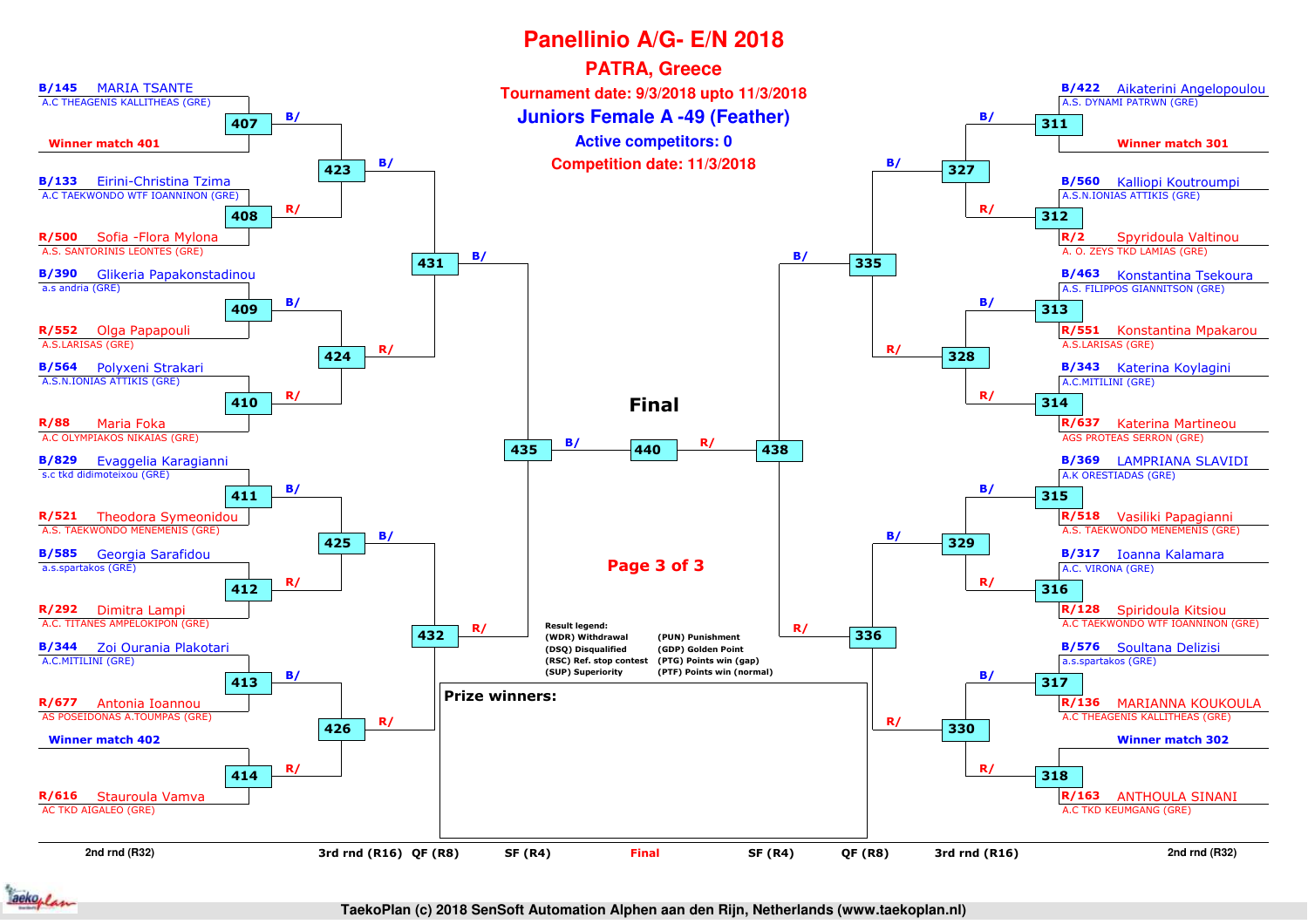# Panellinio A/G- E/N 2018

## PATRA, Greece

**Tournament date: 9/3/2018 upto 11/3/2018**

### Juniors Female A -49 (Feather)

**Active competitors: 0**

**Competition date: 11/3/2018**

## Left side of bracket

**Match 407** (→ 423 B/)
- B/145 MARIA TSANTE — A.C THEAGENIS KALLITHEAS (GRE)
- Winner match 401

**Match 408** (→ 423 R/)
- B/133 Eirini-Christina Tzima — A.C TAEKWONDO WTF IOANNINON (GRE)
- R/500 Sofia -Flora Mylona — A.S. SANTORINIS LEONTES (GRE)

**Match 409** (→ 424 B/)
- B/390 Glikeria Papakonstadinou — a.s andria (GRE)
- R/552 Olga Papapouli — A.S.LARISAS (GRE)

**Match 410** (→ 424 R/)
- B/564 Polyxeni Strakari — A.S.N.IONIAS ATTIKIS (GRE)
- R/88 Maria Foka — A.C OLYMPIAKOS NIKAIAS (GRE)

**Match 411** (→ 425 B/)
- B/829 Evaggelia Karagianni — s.c tkd didimoteixou (GRE)
- R/521 Theodora Symeonidou — A.S. TAEKWONDO MENEMENIS (GRE)

**Match 412** (→ 425 R/)
- B/585 Georgia Sarafidou — a.s.spartakos (GRE)
- R/292 Dimitra Lampi — A.C. TITANES AMPELOKIPON (GRE)

**Match 413** (→ 426 B/)
- B/344 Zoi Ourania Plakotari — A.C.MITILINI (GRE)
- R/677 Antonia Ioannou — AS POSEIDONAS A.TOUMPAS (GRE)

**Match 414** (→ 426 R/)
- Winner match 402
- R/616 Stauroula Vamva — AC TKD AIGALEO (GRE)

Match 423 → 431 B/; Match 424 → 431 R/; Match 425 → 432 B/; Match 426 → 432 R/; Match 431 → 435 B/; Match 432 → 435 R/; Match 435 → 440 B/

## Right side of bracket

**Match 311** (→ 327 B/)
- B/422 Aikaterini Angelopoulou — A.S. DYNAMI PATRWN (GRE)
- Winner match 301

**Match 312** (→ 327 R/)
- B/560 Kalliopi Koutroumpi — A.S.N.IONIAS ATTIKIS (GRE)
- R/2 Spyridoula Valtinou — A. O. ZEYS TKD LAMIAS (GRE)

**Match 313** (→ 328 B/)
- B/463 Konstantina Tsekoura — A.S. FILIPPOS GIANNITSON (GRE)
- R/551 Konstantina Mpakarou — A.S.LARISAS (GRE)

**Match 314** (→ 328 R/)
- B/343 Katerina Koylagini — A.C.MITILINI (GRE)
- R/637 Katerina Martineou — AGS PROTEAS SERRON (GRE)

**Match 315** (→ 329 B/)
- B/369 LAMPRIANA SLAVIDI — A.K ORESTIADAS (GRE)
- R/518 Vasiliki Papagianni — A.S. TAEKWONDO MENEMENIS (GRE)

**Match 316** (→ 329 R/)
- B/317 Ioanna Kalamara — A.C. VIRONA (GRE)
- R/128 Spiridoula Kitsiou — A.C TAEKWONDO WTF IOANNINON (GRE)

**Match 317** (→ 330 B/)
- B/576 Soultana Delizisi — a.s.spartakos (GRE)
- R/136 MARIANNA KOUKOULA — A.C THEAGENIS KALLITHEAS (GRE)

**Match 318** (→ 330 R/)
- Winner match 302
- R/163 ANTHOULA SINANI — A.C TKD KEUMGANG (GRE)

Match 327 → 335 B/; Match 328 → 335 R/; Match 329 → 336 B/; Match 330 → 336 R/; Match 335 → 438 B/; Match 336 → 438 R/; Match 438 → 440 R/

## Final

Match 440

**Prize winners:**

Result legend:
- (WDR) Withdrawal
- (DSQ) Disqualified
- (RSC) Ref. stop contest
- (SUP) Superiority
- (PUN) Punishment
- (GDP) Golden Point
- (PTG) Points win (gap)
- (PTF) Points win (normal)

2nd rnd (R32) | 3rd rnd (R16) | QF (R8) | SF (R4) | Final | SF (R4) | QF (R8) | 3rd rnd (R16) | 2nd rnd (R32)

TaekoPlan (c) 2018 SenSoft Automation Alphen aan den Rijn, Netherlands (www.taekoplan.nl)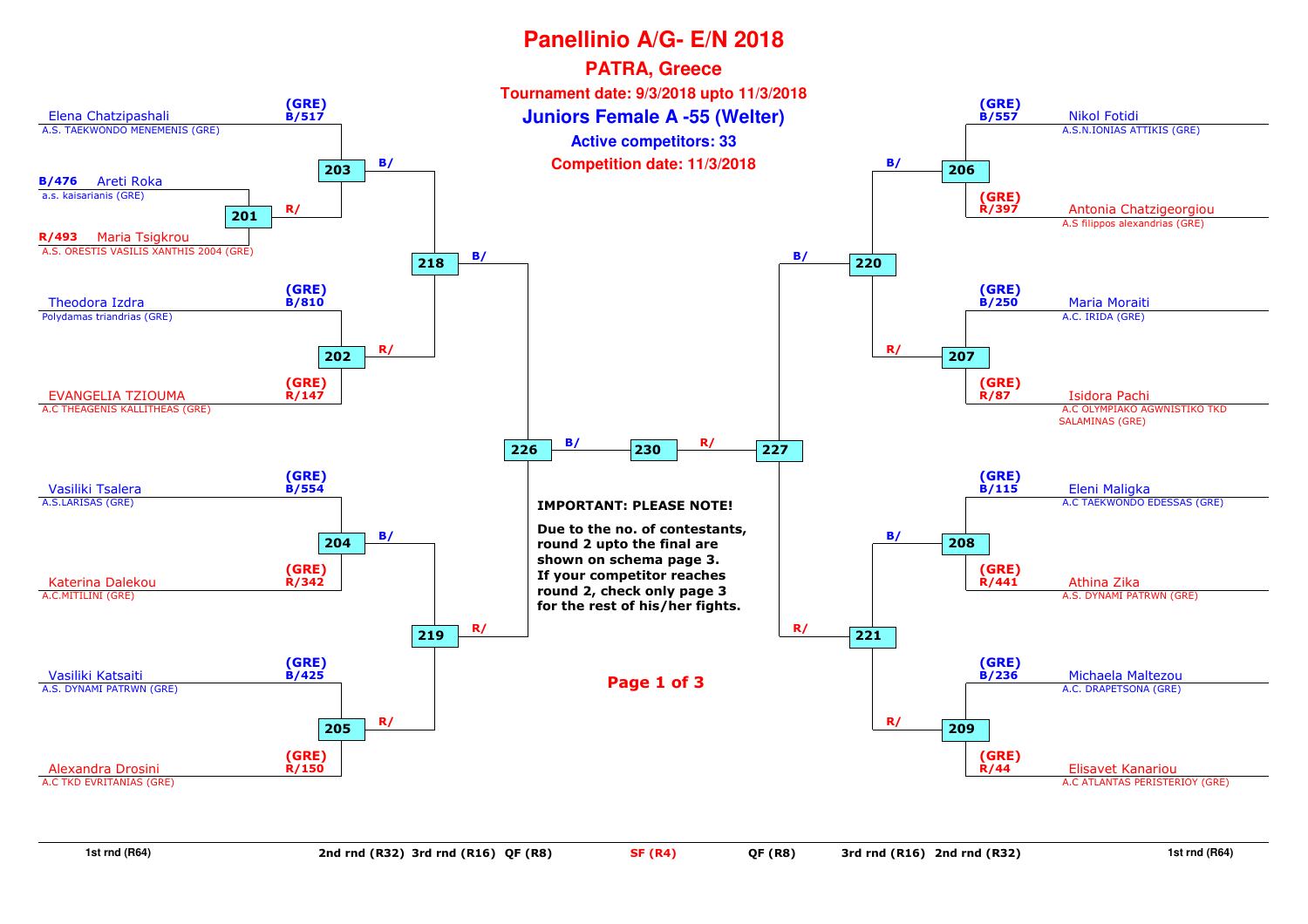# Panellinio A/G- E/N 2018

## PATRA, Greece

**Tournament date: 9/3/2018 upto 11/3/2018**

## Juniors Female A -55 (Welter)

**Active competitors: 33**

**Competition date: 11/3/2018**

### Left side of bracket

| Match | Blue | Red |
|---|---|---|
| 201 | B/476 Areti Roka – a.s. kaisarianis (GRE) | R/493 Maria Tsigkrou – A.S. ORESTIS VASILIS XANTHIS 2004 (GRE) |
| 203 | (GRE) B/517 Elena Chatzipashali – A.S. TAEKWONDO MENEMENIS (GRE) | R/ (winner of 201) |
| 202 | (GRE) B/810 Theodora Izdra – Polydamas triandrias (GRE) | (GRE) R/147 EVANGELIA TZIOUMA – A.C THEAGENIS KALLITHEAS (GRE) |
| 204 | (GRE) B/554 Vasiliki Tsalera – A.S.LARISAS (GRE) | (GRE) R/342 Katerina Dalekou – A.C.MITILINI (GRE) |
| 205 | (GRE) B/425 Vasiliki Katsaiti – A.S. DYNAMI PATRWN (GRE) | (GRE) R/150 Alexandra Drosini – A.C TKD EVRITANIAS (GRE) |
| 218 | B/ (winner of 203) | R/ (winner of 202) |
| 219 | B/ (winner of 204) | R/ (winner of 205) |
| 226 | B/ (winner of 218) | R/ (winner of 219) |

### Right side of bracket

| Match | Blue | Red |
|---|---|---|
| 206 | (GRE) B/557 Nikol Fotidi – A.S.N.IONIAS ATTIKIS (GRE) | (GRE) R/397 Antonia Chatzigeorgiou – A.S filippos alexandrias (GRE) |
| 207 | (GRE) B/250 Maria Moraiti – A.C. IRIDA (GRE) | (GRE) R/87 Isidora Pachi – A.C OLYMPIAKO AGWNISTIKO TKD SALAMINAS (GRE) |
| 208 | (GRE) B/115 Eleni Maligka – A.C TAEKWONDO EDESSAS (GRE) | (GRE) R/441 Athina Zika – A.S. DYNAMI PATRWN (GRE) |
| 209 | (GRE) B/236 Michaela Maltezou – A.C. DRAPETSONA (GRE) | (GRE) R/44 Elisavet Kanariou – A.C ATLANTAS PERISTERIOY (GRE) |
| 220 | B/ (winner of 206) | R/ (winner of 207) |
| 221 | B/ (winner of 208) | R/ (winner of 209) |
| 227 | B/ (winner of 220) | R/ (winner of 221) |

### Final

| Match | Blue | Red |
|---|---|---|
| 230 | B/ (winner of 226) | R/ (winner of 227) |

**IMPORTANT: PLEASE NOTE!**

**Due to the no. of contestants, round 2 upto the final are shown on schema page 3. If your competitor reaches round 2, check only page 3 for the rest of his/her fights.**

**Page 1 of 3**

1st rnd (R64) | 2nd rnd (R32) | 3rd rnd (R16) | QF (R8) | SF (R4) | QF (R8) | 3rd rnd (R16) | 2nd rnd (R32) | 1st rnd (R64)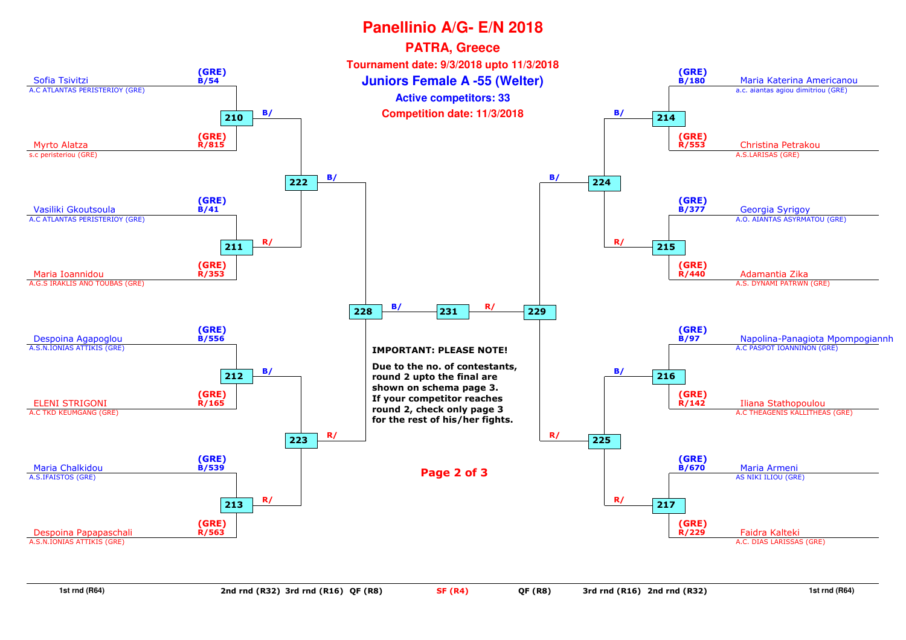# Panellinio A/G- E/N 2018

## PATRA, Greece

**Tournament date: 9/3/2018 upto 11/3/2018**

## Juniors Female A -55 (Welter)

**Active competitors: 33**

**Competition date: 11/3/2018**

### Left side of bracket

| Fight | Blue | Red |
|---|---|---|
| 210 | Sofia Tsivitzi (GRE) B/54 – A.C ATLANTAS PERISTERIOY (GRE) | Myrto Alatza (GRE) R/815 – s.c peristeriou (GRE) |
| 211 | Vasiliki Gkoutsoula (GRE) B/41 – A.C ATLANTAS PERISTERIOY (GRE) | Maria Ioannidou (GRE) R/353 – A.G.S IRAKLIS ANO TOUBAS (GRE) |
| 212 | Despoina Agapoglou (GRE) B/556 – A.S.N.IONIAS ATTIKIS (GRE) | ELENI STRIGONI (GRE) R/165 – A.C TKD KEUMGANG (GRE) |
| 213 | Maria Chalkidou (GRE) B/539 – A.S.IFAISTOS (GRE) | Despoina Papapaschali (GRE) R/563 – A.S.N.IONIAS ATTIKIS (GRE) |

- 210 → 222 (B/), 211 → 222 (R/)
- 212 → 223 (B/), 213 → 223 (R/)
- 222 → 228 (B/), 223 → 228 (R/)
- 228 → 231 (B/)

### Right side of bracket

| Fight | Blue | Red |
|---|---|---|
| 214 | Maria Katerina Americanou (GRE) B/180 – a.c. aiantas agiou dimitriou (GRE) | Christina Petrakou (GRE) R/553 – A.S.LARISAS (GRE) |
| 215 | Georgia Syrigoy (GRE) B/377 – A.O. AIANTAS ASYRMATOU (GRE) | Adamantia Zika (GRE) R/440 – A.S. DYNAMI PATRWN (GRE) |
| 216 | Napolina-Panagiota Mpompogiannh (GRE) B/97 – A.C PASPOT IOANNINON (GRE) | Iliana Stathopoulou (GRE) R/142 – A.C THEAGENIS KALLITHEAS (GRE) |
| 217 | Maria Armeni (GRE) B/670 – AS NIKI ILIOU (GRE) | Faidra Kalteki (GRE) R/229 – A.C. DIAS LARISSAS (GRE) |

- 214 → 224 (B/), 215 → 224 (R/)
- 216 → 225 (B/), 217 → 225 (R/)
- 224 → 229 (B/), 225 → 229 (R/)
- 229 → 231 (R/)

**IMPORTANT: PLEASE NOTE!**

**Due to the no. of contestants, round 2 upto the final are shown on schema page 3. If your competitor reaches round 2, check only page 3 for the rest of his/her fights.**

1st rnd (R64) | 2nd rnd (R32) | 3rd rnd (R16) | QF (R8) | SF (R4) | QF (R8) | 3rd rnd (R16) | 2nd rnd (R32) | 1st rnd (R64)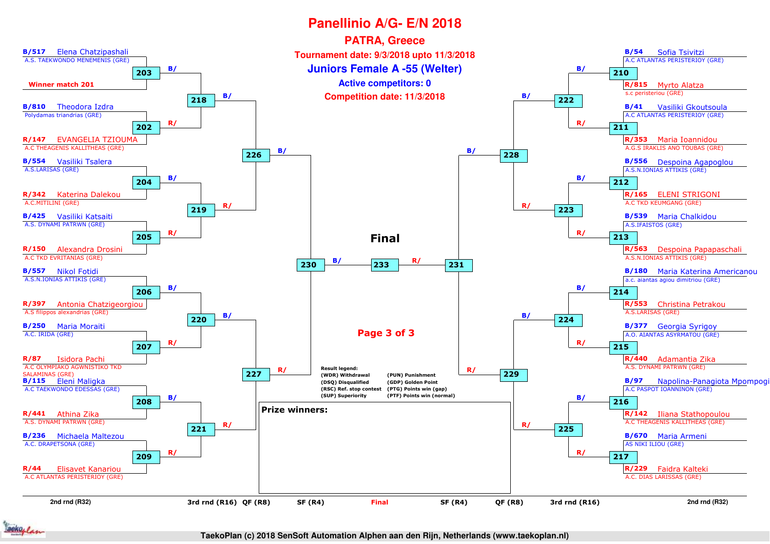# Panellinio A/G- E/N 2018

## PATRA, Greece

**Tournament date: 9/3/2018 upto 11/3/2018**

### Juniors Female A -55 (Welter)

**Active competitors: 0**

**Competition date: 11/3/2018**

## Left side

| Match | B (Blue) | R (Red) |
|---|---|---|
| 203 | B/517 Elena Chatzipashali – A.S. TAEKWONDO MENEMENIS (GRE) | Winner match 201 |
| 202 | B/810 Theodora Izdra – Polydamas triandrias (GRE) | R/147 EVANGELIA TZIOUMA – A.C THEAGENIS KALLITHEAS (GRE) |
| 204 | B/554 Vasiliki Tsalera – A.S.LARISAS (GRE) | R/342 Katerina Dalekou – A.C.MITILINI (GRE) |
| 205 | B/425 Vasiliki Katsaiti – A.S. DYNAMI PATRWN (GRE) | R/150 Alexandra Drosini – A.C TKD EVRITANIAS (GRE) |
| 206 | B/557 Nikol Fotidi – A.S.N.IONIAS ATTIKIS (GRE) | R/397 Antonia Chatzigeorgiou – A.S filippos alexandrias (GRE) |
| 207 | B/250 Maria Moraiti – A.C. IRIDA (GRE) | R/87 Isidora Pachi – A.C OLYMPIAKO AGWNISTIKO TKD SALAMINAS (GRE) |
| 208 | B/115 Eleni Maligka – A.C TAEKWONDO EDESSAS (GRE) | R/441 Athina Zika – A.S. DYNAMI PATRWN (GRE) |
| 209 | B/236 Michaela Maltezou – A.C. DRAPETSONA (GRE) | R/44 Elisavet Kanariou – A.C ATLANTAS PERISTERIOY (GRE) |

Third round: 218 (B/ winner 203, R/ winner 202), 219 (B/ winner 204, R/ winner 205), 220 (B/ winner 206, R/ winner 207), 221 (B/ winner 208, R/ winner 209)

Quarterfinals: 226 (B/ winner 218, R/ winner 219), 227 (B/ winner 220, R/ winner 221)

Semifinal: 230 (B/ winner 226, R/ winner 227)

## Right side

| Match | B (Blue) | R (Red) |
|---|---|---|
| 210 | B/54 Sofia Tsivitzi – A.C ATLANTAS PERISTERIOY (GRE) | R/815 Myrto Alatza – s.c peristeriou (GRE) |
| 211 | B/41 Vasiliki Gkoutsoula – A.C ATLANTAS PERISTERIOY (GRE) | R/353 Maria Ioannidou – A.G.S IRAKLIS AND TOUBAS (GRE) |
| 212 | B/556 Despoina Agapoglou – A.S.N.IONIAS ATTIKIS (GRE) | R/165 ELENI STRIGONI – A.C TKD KEUMGANG (GRE) |
| 213 | B/539 Maria Chalkidou – A.S.IFAISTOS (GRE) | R/563 Despoina Papapaschali – A.S.N.IONIAS ATTIKIS (GRE) |
| 214 | B/180 Maria Katerina Americanou – a.c. aiantas agiou dimitriou (GRE) | R/553 Christina Petrakou – A.S.LARISAS (GRE) |
| 215 | B/377 Georgia Syrigoy – A.O. AIANTAS ASYRMATOU (GRE) | R/440 Adamantia Zika – A.S. DYNAMI PATRWN (GRE) |
| 216 | B/97 Napolina-Panagiota Mpompogi – A.C PASPOT IOANNINON (GRE) | R/142 Iliana Stathopoulou – A.C THEAGENIS KALLITHEAS (GRE) |
| 217 | B/670 Maria Armeni – AS NIKI ILIOU (GRE) | R/229 Faidra Kalteki – A.C. DIAS LARISSAS (GRE) |

Third round: 222 (B/ winner 210, R/ winner 211), 223 (B/ winner 212, R/ winner 213), 224 (B/ winner 214, R/ winner 215), 225 (B/ winner 216, R/ winner 217)

Quarterfinals: 228 (B/ winner 222, R/ winner 223), 229 (B/ winner 224, R/ winner 225)

Semifinal: 231 (B/ winner 228, R/ winner 229)

## Final

233: B/ winner 230, R/ winner 231

**Result legend:**

| | |
|---|---|
| (WDR) Withdrawal | (PUN) Punishment |
| (DSQ) Disqualified | (GDP) Golden Point |
| (RSC) Ref. stop contest | (PTG) Points win (gap) |
| (SUP) Superiority | (PTF) Points win (normal) |

**Prize winners:**

2nd rnd (R32) | 3rd rnd (R16) | QF (R8) | SF (R4) | Final | SF (R4) | QF (R8) | 3rd rnd (R16) | 2nd rnd (R32)

TaekoPlan (c) 2018 SenSoft Automation Alphen aan den Rijn, Netherlands (www.taekoplan.nl)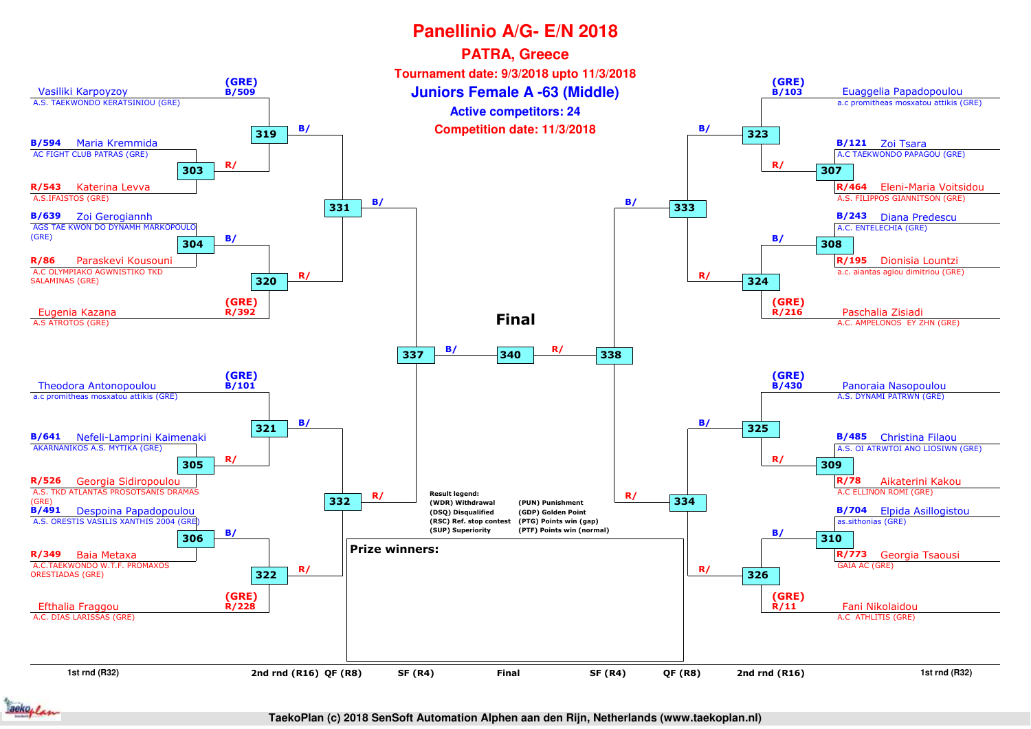# Panellinio A/G- E/N 2018

## PATRA, Greece

**Tournament date: 9/3/2018 upto 11/3/2018**

## Juniors Female A -63 (Middle)

**Active competitors: 24**

**Competition date: 11/3/2018**

### Left side of bracket

| 1st rnd (R32) | 2nd rnd (R16) | QF (R8) | SF (R4) |
|---|---|---|---|
| (GRE) B/509 Vasiliki Karpoyzoy – A.S. TAEKWONDO KERATSINIOU (GRE) | 319 B/ | 331 B/ | 337 B/ |
| B/594 Maria Kremmida – AC FIGHT CLUB PATRAS (GRE) / R/543 Katerina Levva – A.S.IFAISTOS (GRE) | 303 R/ | | |
| B/639 Zoi Gerogiannh – AGS TAE KWON DO DYNAMH MARKOPOULO (GRE) / R/86 Paraskevi Kousouni – A.C OLYMPIAKO AGWNISTIKO TKD SALAMINAS (GRE) | 304 B/ | 320 R/ | |
| (GRE) R/392 Eugenia Kazana – A.S ATROTOS (GRE) | 320 | | |
| (GRE) B/101 Theodora Antonopoulou – a.c promitheas mosxatou attikis (GRE) | 321 B/ | 332 R/ | |
| B/641 Nefeli-Lamprini Kaimenaki – AKARNANIKOS A.S. MYTIKA (GRE) / R/526 Georgia Sidiropoulou – A.S. TKD ATLANTAS PROSOTSANIS DRAMAS (GRE) | 305 R/ | | |
| B/491 Despoina Papadopoulou – A.S. ORESTIS VASILIS XANTHIS 2004 (GRE) / R/349 Baia Metaxa – A.C.TAEKWONDO W.T.F. PROMAXOS ORESTIADAS (GRE) | 306 B/ | 322 R/ | |
| (GRE) R/228 Efthalia Fraggou – A.C. DIAS LARISSAS (GRE) | 322 | | |

### Right side of bracket

| 1st rnd (R32) | 2nd rnd (R16) | QF (R8) | SF (R4) |
|---|---|---|---|
| (GRE) B/103 Euaggelia Papadopoulou – a.c promitheas mosxatou attikis (GRE) | 323 B/ | 333 B/ | 338 R/ |
| B/121 Zoi Tsara – A.C TAEKWONDO PAPAGOU (GRE) / R/464 Eleni-Maria Voitsidou – A.S. FILIPPOS GIANNITSON (GRE) | 307 R/ | | |
| B/243 Diana Predescu – A.C. ENTELECHIA (GRE) / R/195 Dionisia Lountzi – a.c. aiantas agiou dimitriou (GRE) | 308 B/ | 324 R/ | |
| (GRE) R/216 Paschalia Zisiadi – A.C. AMPELONOS EY ZHN (GRE) | 324 | | |
| (GRE) B/430 Panoraia Nasopoulou – A.S. DYNAMI PATRWN (GRE) | 325 B/ | 334 R/ | |
| B/485 Christina Filaou – A.S. OI ATRWTOI ANO LIOSIWN (GRE) / R/78 Aikaterini Kakou – A.C ELLINON ROMI (GRE) | 309 R/ | | |
| B/704 Elpida Asillogistou – as.sithonias (GRE) / R/773 Georgia Tsaousi – GAIA AC (GRE) | 310 B/ | 326 R/ | |
| (GRE) R/11 Fani Nikolaidou – A.C ATHLITIS (GRE) | 326 | | |

### Final

337 B/ — 340 — R/ 338

**Result legend:**

- (WDR) Withdrawal
- (DSQ) Disqualified
- (RSC) Ref. stop contest
- (SUP) Superiority
- (PUN) Punishment
- (GDP) Golden Point
- (PTG) Points win (gap)
- (PTF) Points win (normal)

**Prize winners:**

TaekoPlan (c) 2018 SenSoft Automation Alphen aan den Rijn, Netherlands (www.taekoplan.nl)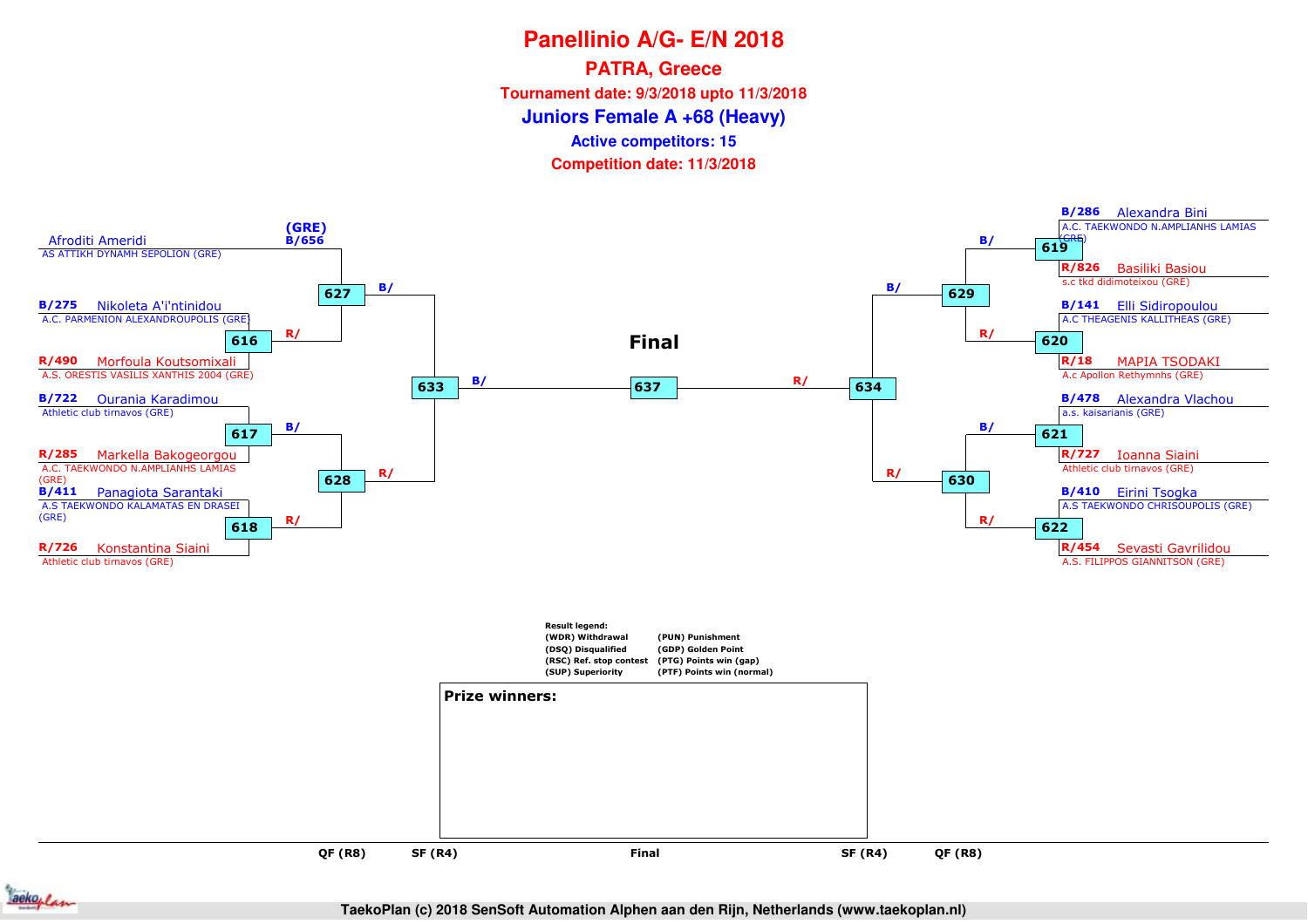# Panellinio A/G- E/N 2018

## PATRA, Greece

### Tournament date: 9/3/2018 upto 11/3/2018

### Juniors Female A +68 (Heavy)

**Active competitors: 15**

**Competition date: 11/3/2018**

(GRE)
B/656
Afroditi Ameridi
AS ATTIKH DYNAMH SEPOLION (GRE)

627 B/

B/275 Nikoleta A'i'ntinidou
A.C. PARMENION ALEXANDROUPOLIS (GRE)

616 R/

R/490 Morfoula Koutsomixali
A.S. ORESTIS VASILIS XANTHIS 2004 (GRE)

633 B/

B/722 Ourania Karadimou
Athletic club tirnavos (GRE)

617 B/

R/285 Markella Bakogeorgou
A.C. TAEKWONDO N.AMPLIANHS LAMIAS (GRE)

628 R/

B/411 Panagiota Sarantaki
A.S TAEKWONDO KALAMATAS EN DRASEI (GRE)

618 R/

R/726 Konstantina Siaini
Athletic club tirnavos (GRE)

**Final**

637

R/ 634

B/286 Alexandra Bini
A.C. TAEKWONDO N.AMPLIANHS LAMIAS (GRE)

B/ 619

R/826 Basiliki Basiou
s.c tkd didimoteixou (GRE)

B/ 629

B/141 Elli Sidiropoulou
A.C THEAGENIS KALLITHEAS (GRE)

R/ 620

R/18 MAPIA TSODAKI
A.c Apollon Rethymnhs (GRE)

B/478 Alexandra Vlachou
a.s. kaisarianis (GRE)

B/ 621

R/727 Ioanna Siaini
Athletic club tirnavos (GRE)

R/ 630

B/410 Eirini Tsogka
A.S TAEKWONDO CHRISOUPOLIS (GRE)

R/ 622

R/454 Sevasti Gavrilidou
A.S. FILIPPOS GIANNITSON (GRE)

Result legend:

| | |
|---|---|
| (WDR) Withdrawal | (PUN) Punishment |
| (DSQ) Disqualified | (GDP) Golden Point |
| (RSC) Ref. stop contest | (PTG) Points win (gap) |
| (SUP) Superiority | (PTF) Points win (normal) |

**Prize winners:**

QF (R8) SF (R4) Final SF (R4) QF (R8)

TaekoPlan (c) 2018 SenSoft Automation Alphen aan den Rijn, Netherlands (www.taekoplan.nl)